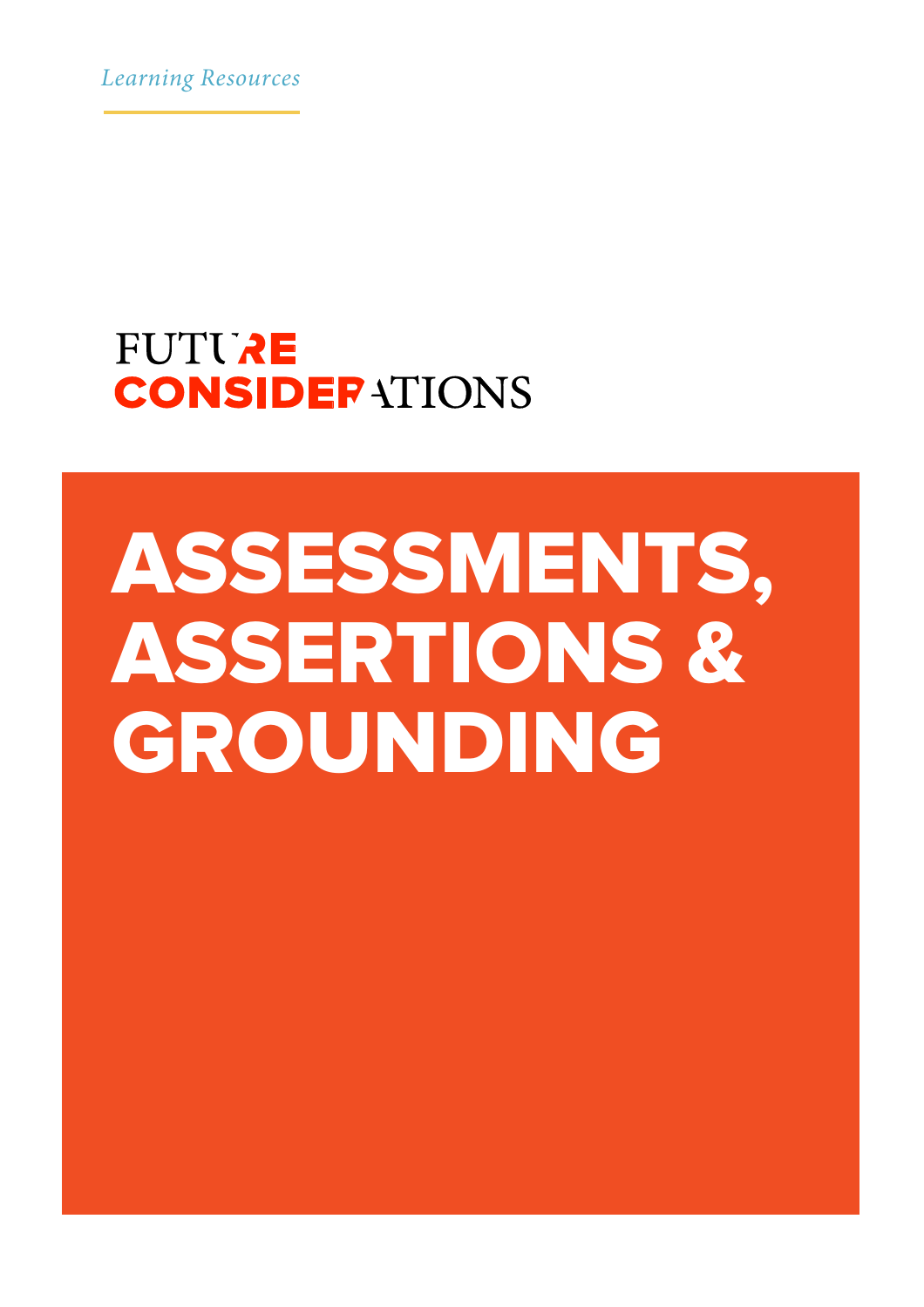*Learning Resources*

FUTURE CONSIDERATIONS

# ASSESSMENTS, ASSERTIONS & GROUNDING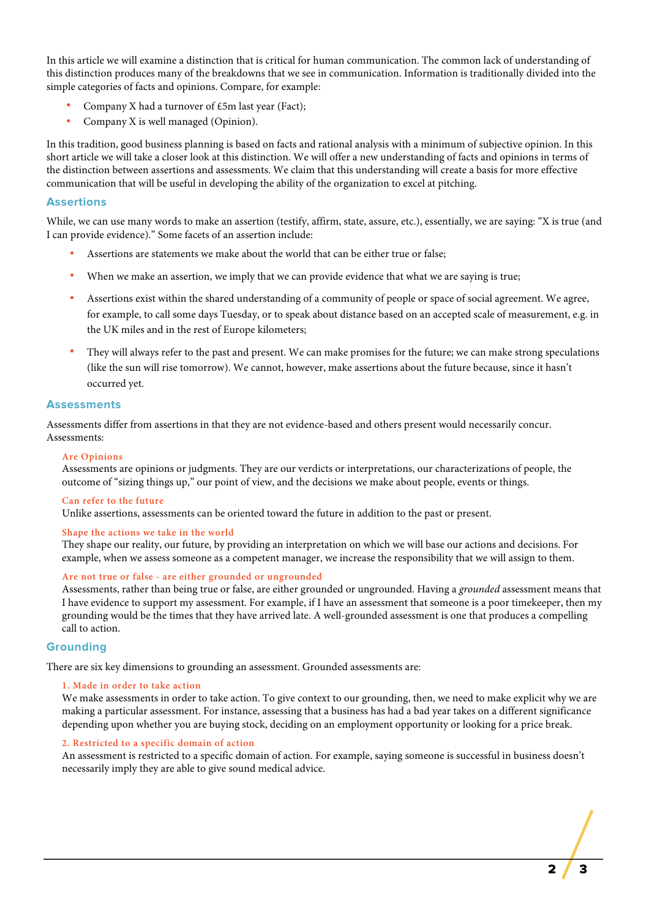In this article we will examine a distinction that is critical for human communication. The common lack of understanding of this distinction produces many of the breakdowns that we see in communication. Information is traditionally divided into the simple categories of facts and opinions. Compare, for example:

- Company X had a turnover of £5m last year (Fact);
- Company X is well managed (Opinion).

In this tradition, good business planning is based on facts and rational analysis with a minimum of subjective opinion. In this short article we will take a closer look at this distinction. We will offer a new understanding of facts and opinions in terms of the distinction between assertions and assessments. We claim that this understanding will create a basis for more effective communication that will be useful in developing the ability of the organization to excel at pitching.

## Assertions

While, we can use many words to make an assertion (testify, affirm, state, assure, etc.), essentially, we are saying: "X is true (and I can provide evidence)." Some facets of an assertion include:

- Assertions are statements we make about the world that can be either true or false;
- When we make an assertion, we imply that we can provide evidence that what we are saying is true;
- Assertions exist within the shared understanding of a community of people or space of social agreement. We agree, for example, to call some days Tuesday, or to speak about distance based on an accepted scale of measurement, e.g. in the UK miles and in the rest of Europe kilometers;
- They will always refer to the past and present. We can make promises for the future; we can make strong speculations (like the sun will rise tomorrow). We cannot, however, make assertions about the future because, since it hasn't occurred yet.

## Assessments

Assessments differ from assertions in that they are not evidence-based and others present would necessarily concur. Assessments:

### Are Opinions

Assessments are opinions or judgments. They are our verdicts or interpretations, our characterizations of people, the outcome of "sizing things up," our point of view, and the decisions we make about people, events or things.

### Can refer to the future

Unlike assertions, assessments can be oriented toward the future in addition to the past or present.

### Shape the actions we take in the world

They shape our reality, our future, by providing an interpretation on which we will base our actions and decisions. For example, when we assess someone as a competent manager, we increase the responsibility that we will assign to them.

### Are not true or false - are either grounded or ungrounded

Assessments, rather than being true or false, are either grounded or ungrounded. Having a *grounded* assessment means that I have evidence to support my assessment. For example, if I have an assessment that someone is a poor timekeeper, then my grounding would be the times that they have arrived late. A well-grounded assessment is one that produces a compelling call to action.

## Grounding

There are six key dimensions to grounding an assessment. Grounded assessments are:

### 1. Made in order to take action

We make assessments in order to take action. To give context to our grounding, then, we need to make explicit why we are making a particular assessment. For instance, assessing that a business has had a bad year takes on a different significance depending upon whether you are buying stock, deciding on an employment opportunity or looking for a price break.

### 2. Restricted to a specific domain of action

An assessment is restricted to a specific domain of action. For example, saying someone is successful in business doesn't necessarily imply they are able to give sound medical advice.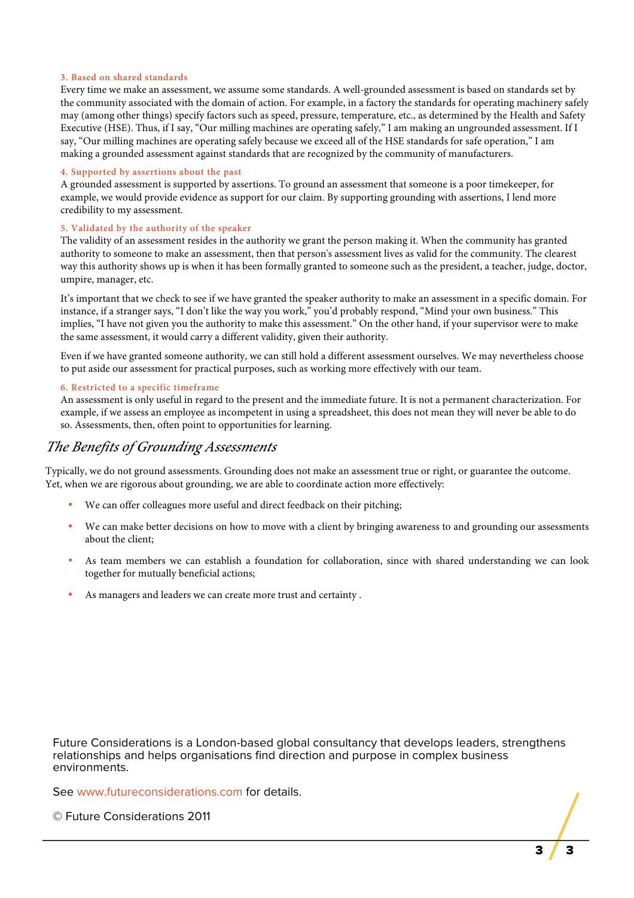### 3. Based on shared standards

Every time we make an assessment, we assume some standards. A well-grounded assessment is based on standards set by the community associated with the domain of action. For example, in a factory the standards for operating machinery safely may (among other things) specify factors such as speed, pressure, temperature, etc., as determined by the Health and Safety Executive (HSE). Thus, if I say, "Our milling machines are operating safely," I am making an ungrounded assessment. If I say, "Our milling machines are operating safely because we exceed all of the HSE standards for safe operation," I am making a grounded assessment against standards that are recognized by the community of manufacturers.

### 4. Supported by assertions about the past

A grounded assessment is supported by assertions. To ground an assessment that someone is a poor timekeeper, for example, we would provide evidence as support for our claim. By supporting grounding with assertions, I lend more credibility to my assessment.

### 5. Validated by the authority of the speaker

The validity of an assessment resides in the authority we grant the person making it. When the community has granted authority to someone to make an assessment, then that person's assessment lives as valid for the community. The clearest way this authority shows up is when it has been formally granted to someone such as the president, a teacher, judge, doctor, umpire, manager, etc.

It's important that we check to see if we have granted the speaker authority to make an assessment in a specific domain. For instance, if a stranger says, "I don't like the way you work," you'd probably respond, "Mind your own business." This implies, "I have not given you the authority to make this assessment." On the other hand, if your supervisor were to make the same assessment, it would carry a different validity, given their authority.

Even if we have granted someone authority, we can still hold a different assessment ourselves. We may nevertheless choose to put aside our assessment for practical purposes, such as working more effectively with our team.

### 6. Restricted to a specific timeframe

An assessment is only useful in regard to the present and the immediate future. It is not a permanent characterization. For example, if we assess an employee as incompetent in using a spreadsheet, this does not mean they will never be able to do so. Assessments, then, often point to opportunities for learning.

## *The Benefits of Grounding Assessments*

Typically, we do not ground assessments. Grounding does not make an assessment true or right, or guarantee the outcome. Yet, when we are rigorous about grounding, we are able to coordinate action more effectively:

- We can offer colleagues more useful and direct feedback on their pitching;
- We can make better decisions on how to move with a client by bringing awareness to and grounding our assessments about the client;
- As team members we can establish a foundation for collaboration, since with shared understanding we can look together for mutually beneficial actions;
- As managers and leaders we can create more trust and certainty .

Future Considerations is a London-based global consultancy that develops leaders, strengthens relationships and helps organisations find direction and purpose in complex business environments.

See www.futureconsiderations.com for details.

© Future Considerations 2011